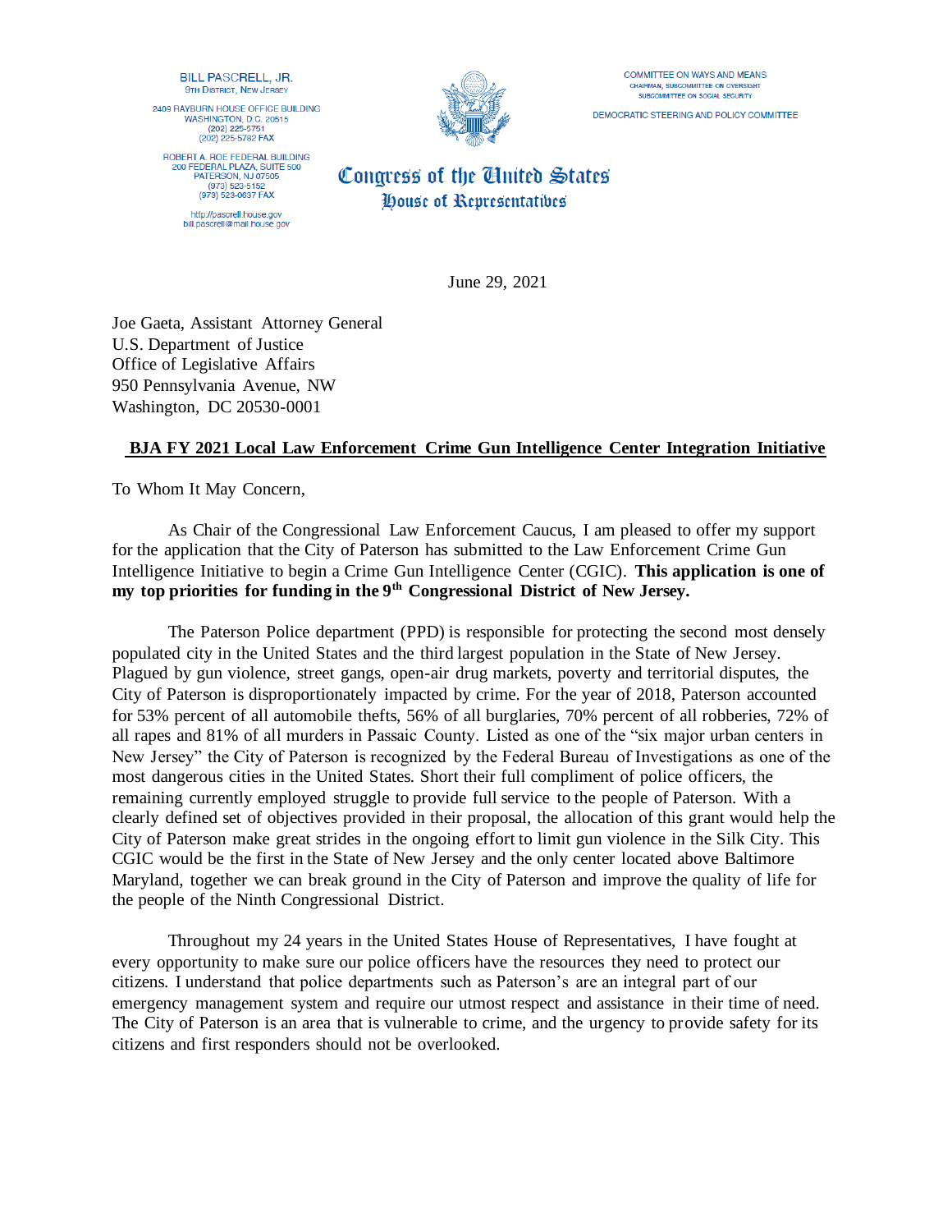BILL PASCRELL, JR.
9TH DISTRICT, NEW JERSEY

2409 RAYBURN HOUSE OFFICE BUILDING
WASHINGTON, D.C. 20515
(202) 225-5751
(202) 225-5782 FAX

ROBERT A. ROE FEDERAL BUILDING
200 FEDERAL PLAZA, SUITE 500
PATERSON, NJ 07505
(973) 523-5152
(973) 523-0637 FAX

http://pascrell.house.gov
bill.pascrell@mail.house.gov

COMMITTEE ON WAYS AND MEANS
CHAIRMAN, SUBCOMMITTEE ON OVERSIGHT
SUBCOMMITTEE ON SOCIAL SECURITY

DEMOCRATIC STEERING AND POLICY COMMITTEE

**Congress of the United States**
**House of Representatives**

June 29, 2021

Joe Gaeta, Assistant Attorney General
U.S. Department of Justice
Office of Legislative Affairs
950 Pennsylvania Avenue, NW
Washington, DC 20530-0001

**BJA FY 2021 Local Law Enforcement Crime Gun Intelligence Center Integration Initiative**

To Whom It May Concern,

As Chair of the Congressional Law Enforcement Caucus, I am pleased to offer my support for the application that the City of Paterson has submitted to the Law Enforcement Crime Gun Intelligence Initiative to begin a Crime Gun Intelligence Center (CGIC). **This application is one of my top priorities for funding in the 9th Congressional District of New Jersey.**

The Paterson Police department (PPD) is responsible for protecting the second most densely populated city in the United States and the third largest population in the State of New Jersey. Plagued by gun violence, street gangs, open-air drug markets, poverty and territorial disputes, the City of Paterson is disproportionately impacted by crime. For the year of 2018, Paterson accounted for 53% percent of all automobile thefts, 56% of all burglaries, 70% percent of all robberies, 72% of all rapes and 81% of all murders in Passaic County. Listed as one of the "six major urban centers in New Jersey" the City of Paterson is recognized by the Federal Bureau of Investigations as one of the most dangerous cities in the United States. Short their full compliment of police officers, the remaining currently employed struggle to provide full service to the people of Paterson. With a clearly defined set of objectives provided in their proposal, the allocation of this grant would help the City of Paterson make great strides in the ongoing effort to limit gun violence in the Silk City. This CGIC would be the first in the State of New Jersey and the only center located above Baltimore Maryland, together we can break ground in the City of Paterson and improve the quality of life for the people of the Ninth Congressional District.

Throughout my 24 years in the United States House of Representatives, I have fought at every opportunity to make sure our police officers have the resources they need to protect our citizens. I understand that police departments such as Paterson's are an integral part of our emergency management system and require our utmost respect and assistance in their time of need. The City of Paterson is an area that is vulnerable to crime, and the urgency to provide safety for its citizens and first responders should not be overlooked.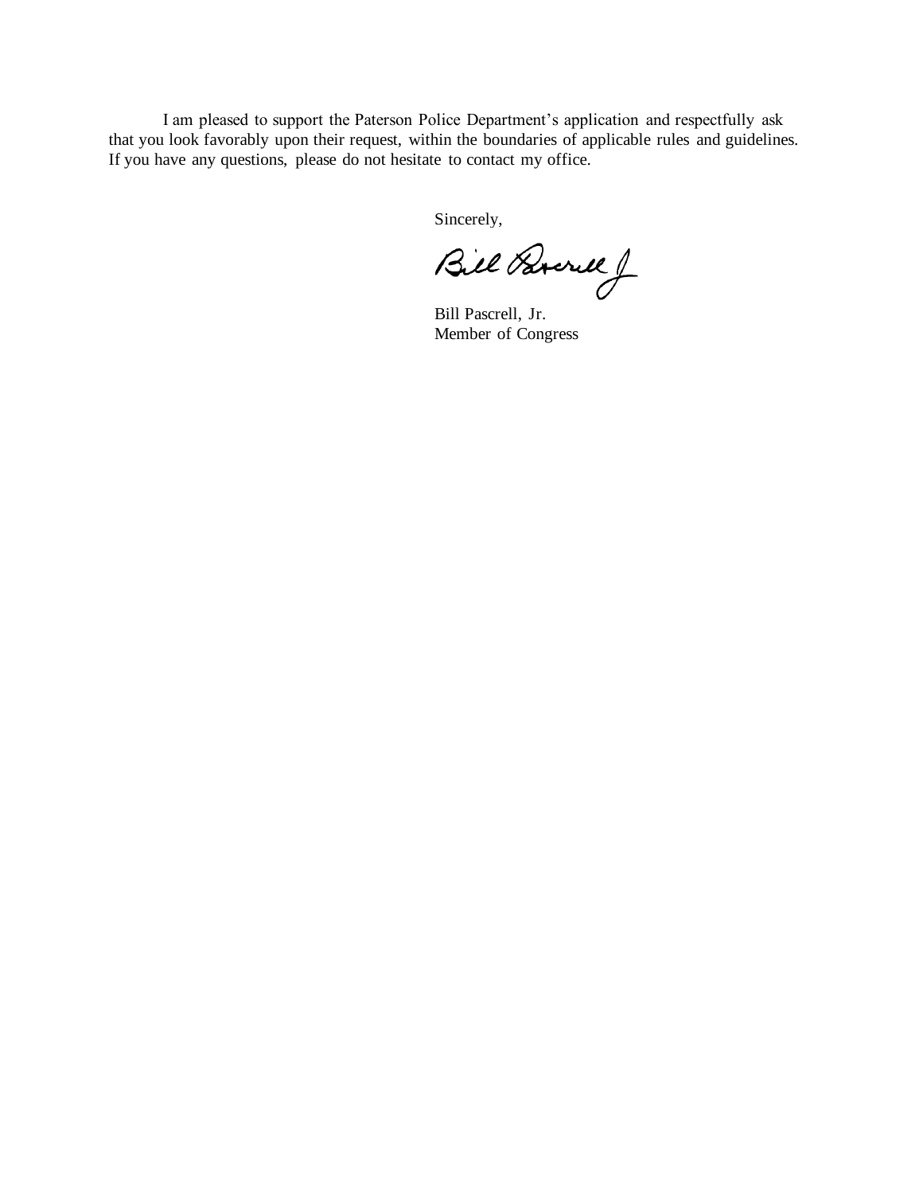I am pleased to support the Paterson Police Department's application and respectfully ask that you look favorably upon their request, within the boundaries of applicable rules and guidelines. If you have any questions, please do not hesitate to contact my office.

Sincerely,

Bill Pascrell, Jr.
Member of Congress